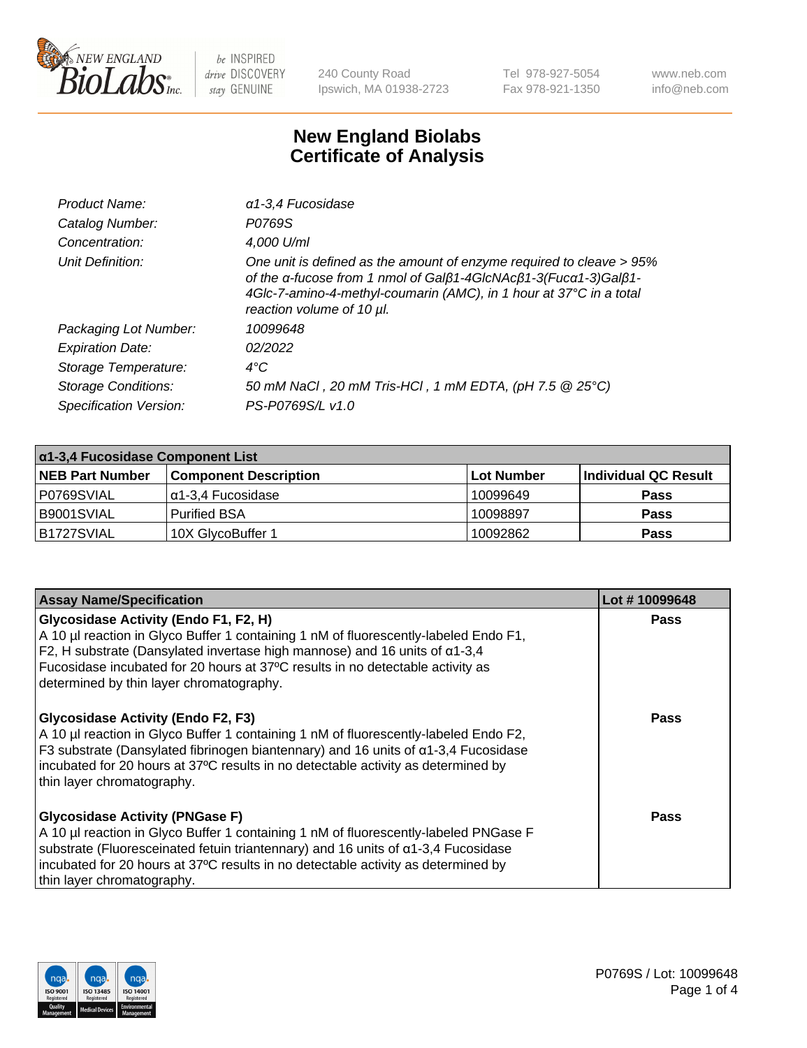NEW ENGLAND BioLabs Inc. — be INSPIRED drive DISCOVERY stay GENUINE

240 County Road
Ipswich, MA 01938-2723

Tel 978-927-5054
Fax 978-921-1350

www.neb.com
info@neb.com

# New England Biolabs Certificate of Analysis

| | |
|---|---|
| *Product Name:* | *α1-3,4 Fucosidase* |
| *Catalog Number:* | *P0769S* |
| *Concentration:* | *4,000 U/ml* |
| *Unit Definition:* | *One unit is defined as the amount of enzyme required to cleave > 95% of the α-fucose from 1 nmol of Galβ1-4GlcNAcβ1-3(Fucα1-3)Galβ1-4Glc-7-amino-4-methyl-coumarin (AMC), in 1 hour at 37°C in a total reaction volume of 10 µl.* |
| *Packaging Lot Number:* | *10099648* |
| *Expiration Date:* | *02/2022* |
| *Storage Temperature:* | *4°C* |
| *Storage Conditions:* | *50 mM NaCl , 20 mM Tris-HCl , 1 mM EDTA, (pH 7.5 @ 25°C)* |
| *Specification Version:* | *PS-P0769S/L v1.0* |

| α1-3,4 Fucosidase Component List | | | |
|---|---|---|---|
| **NEB Part Number** | **Component Description** | **Lot Number** | **Individual QC Result** |
| P0769SVIAL | α1-3,4 Fucosidase | 10099649 | **Pass** |
| B9001SVIAL | Purified BSA | 10098897 | **Pass** |
| B1727SVIAL | 10X GlycoBuffer 1 | 10092862 | **Pass** |

| Assay Name/Specification | Lot # 10099648 |
|---|---|
| **Glycosidase Activity (Endo F1, F2, H)** A 10 µl reaction in Glyco Buffer 1 containing 1 nM of fluorescently-labeled Endo F1, F2, H substrate (Dansylated invertase high mannose) and 16 units of α1-3,4 Fucosidase incubated for 20 hours at 37ºC results in no detectable activity as determined by thin layer chromatography. | **Pass** |
| **Glycosidase Activity (Endo F2, F3)** A 10 µl reaction in Glyco Buffer 1 containing 1 nM of fluorescently-labeled Endo F2, F3 substrate (Dansylated fibrinogen biantennary) and 16 units of α1-3,4 Fucosidase incubated for 20 hours at 37ºC results in no detectable activity as determined by thin layer chromatography. | **Pass** |
| **Glycosidase Activity (PNGase F)** A 10 µl reaction in Glyco Buffer 1 containing 1 nM of fluorescently-labeled PNGase F substrate (Fluoresceinated fetuin triantennary) and 16 units of α1-3,4 Fucosidase incubated for 20 hours at 37ºC results in no detectable activity as determined by thin layer chromatography. | **Pass** |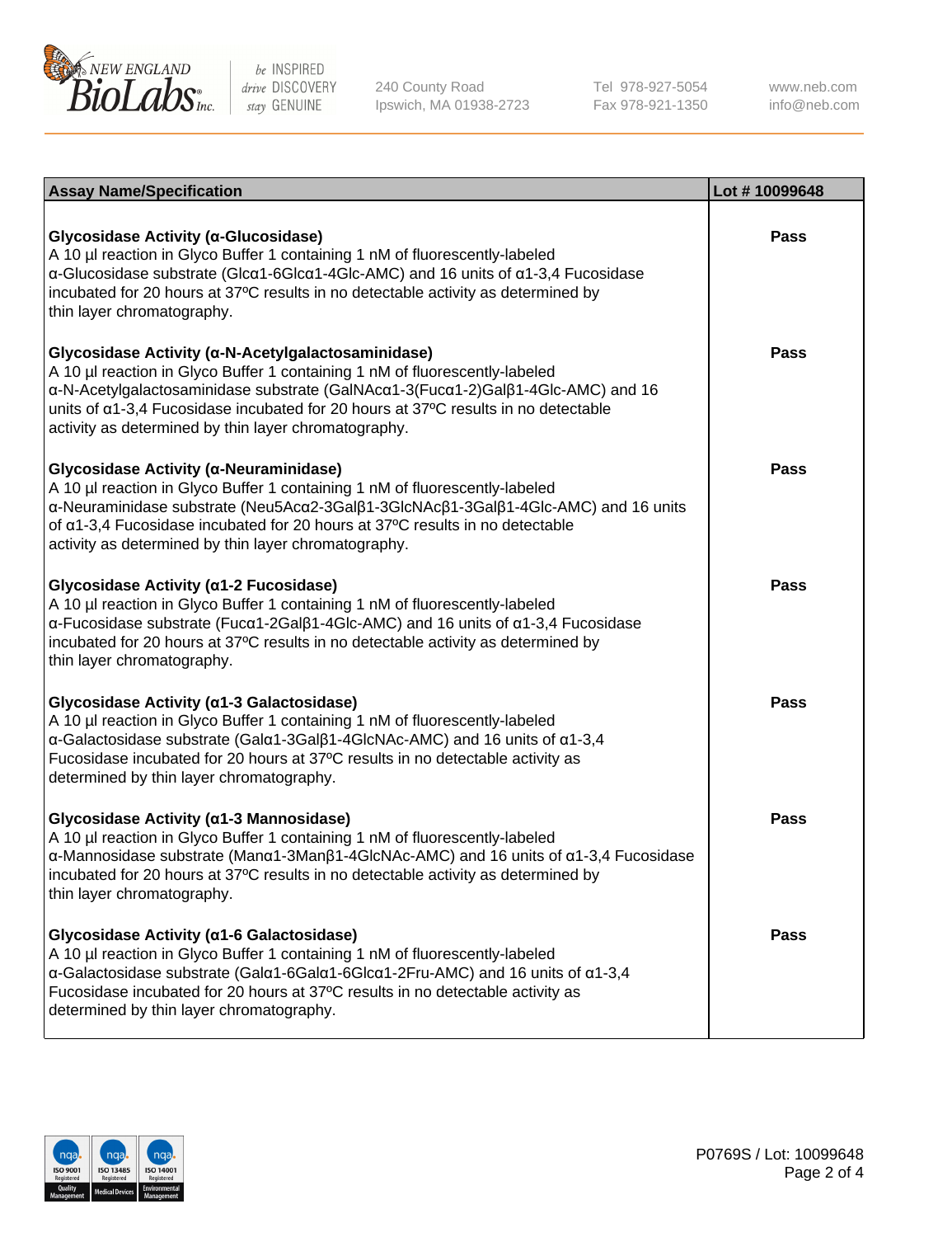| Assay Name/Specification | Lot # 10099648 |
| --- | --- |
| **Glycosidase Activity (α-Glucosidase)**<br>A 10 µl reaction in Glyco Buffer 1 containing 1 nM of fluorescently-labeled α-Glucosidase substrate (Glcα1-6Glcα1-4Glc-AMC) and 16 units of α1-3,4 Fucosidase incubated for 20 hours at 37ºC results in no detectable activity as determined by thin layer chromatography. | Pass |
| **Glycosidase Activity (α-N-Acetylgalactosaminidase)**<br>A 10 µl reaction in Glyco Buffer 1 containing 1 nM of fluorescently-labeled α-N-Acetylgalactosaminidase substrate (GalNAcα1-3(Fucα1-2)Galβ1-4Glc-AMC) and 16 units of α1-3,4 Fucosidase incubated for 20 hours at 37ºC results in no detectable activity as determined by thin layer chromatography. | Pass |
| **Glycosidase Activity (α-Neuraminidase)**<br>A 10 µl reaction in Glyco Buffer 1 containing 1 nM of fluorescently-labeled α-Neuraminidase substrate (Neu5Acα2-3Galβ1-3GlcNAcβ1-3Galβ1-4Glc-AMC) and 16 units of α1-3,4 Fucosidase incubated for 20 hours at 37ºC results in no detectable activity as determined by thin layer chromatography. | Pass |
| **Glycosidase Activity (α1-2 Fucosidase)**<br>A 10 µl reaction in Glyco Buffer 1 containing 1 nM of fluorescently-labeled α-Fucosidase substrate (Fucα1-2Galβ1-4Glc-AMC) and 16 units of α1-3,4 Fucosidase incubated for 20 hours at 37ºC results in no detectable activity as determined by thin layer chromatography. | Pass |
| **Glycosidase Activity (α1-3 Galactosidase)**<br>A 10 µl reaction in Glyco Buffer 1 containing 1 nM of fluorescently-labeled α-Galactosidase substrate (Galα1-3Galβ1-4GlcNAc-AMC) and 16 units of α1-3,4 Fucosidase incubated for 20 hours at 37ºC results in no detectable activity as determined by thin layer chromatography. | Pass |
| **Glycosidase Activity (α1-3 Mannosidase)**<br>A 10 µl reaction in Glyco Buffer 1 containing 1 nM of fluorescently-labeled α-Mannosidase substrate (Manα1-3Manβ1-4GlcNAc-AMC) and 16 units of α1-3,4 Fucosidase incubated for 20 hours at 37ºC results in no detectable activity as determined by thin layer chromatography. | Pass |
| **Glycosidase Activity (α1-6 Galactosidase)**<br>A 10 µl reaction in Glyco Buffer 1 containing 1 nM of fluorescently-labeled α-Galactosidase substrate (Galα1-6Galα1-6Glcα1-2Fru-AMC) and 16 units of α1-3,4 Fucosidase incubated for 20 hours at 37ºC results in no detectable activity as determined by thin layer chromatography. | Pass |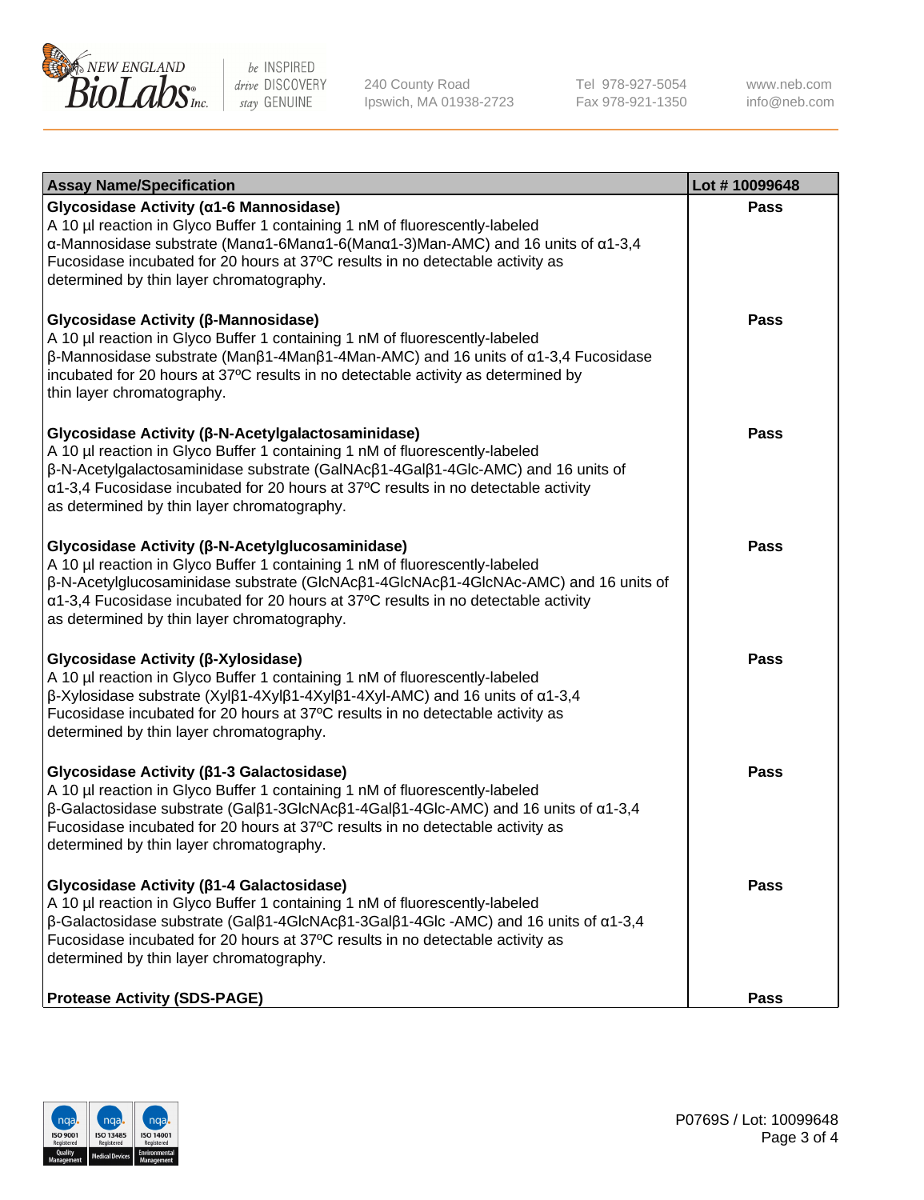| Assay Name/Specification | Lot # 10099648 |
|---|---|
| **Glycosidase Activity (α1-6 Mannosidase)**<br>A 10 µl reaction in Glyco Buffer 1 containing 1 nM of fluorescently-labeled α-Mannosidase substrate (Manα1-6Manα1-6(Manα1-3)Man-AMC) and 16 units of α1-3,4 Fucosidase incubated for 20 hours at 37ºC results in no detectable activity as determined by thin layer chromatography. | **Pass** |
| **Glycosidase Activity (β-Mannosidase)**<br>A 10 µl reaction in Glyco Buffer 1 containing 1 nM of fluorescently-labeled β-Mannosidase substrate (Manβ1-4Manβ1-4Man-AMC) and 16 units of α1-3,4 Fucosidase incubated for 20 hours at 37ºC results in no detectable activity as determined by thin layer chromatography. | **Pass** |
| **Glycosidase Activity (β-N-Acetylgalactosaminidase)**<br>A 10 µl reaction in Glyco Buffer 1 containing 1 nM of fluorescently-labeled β-N-Acetylgalactosaminidase substrate (GalNAcβ1-4Galβ1-4Glc-AMC) and 16 units of α1-3,4 Fucosidase incubated for 20 hours at 37ºC results in no detectable activity as determined by thin layer chromatography. | **Pass** |
| **Glycosidase Activity (β-N-Acetylglucosaminidase)**<br>A 10 µl reaction in Glyco Buffer 1 containing 1 nM of fluorescently-labeled β-N-Acetylglucosaminidase substrate (GlcNAcβ1-4GlcNAcβ1-4GlcNAc-AMC) and 16 units of α1-3,4 Fucosidase incubated for 20 hours at 37ºC results in no detectable activity as determined by thin layer chromatography. | **Pass** |
| **Glycosidase Activity (β-Xylosidase)**<br>A 10 µl reaction in Glyco Buffer 1 containing 1 nM of fluorescently-labeled β-Xylosidase substrate (Xylβ1-4Xylβ1-4Xylβ1-4Xyl-AMC) and 16 units of α1-3,4 Fucosidase incubated for 20 hours at 37ºC results in no detectable activity as determined by thin layer chromatography. | **Pass** |
| **Glycosidase Activity (β1-3 Galactosidase)**<br>A 10 µl reaction in Glyco Buffer 1 containing 1 nM of fluorescently-labeled β-Galactosidase substrate (Galβ1-3GlcNAcβ1-4Galβ1-4Glc-AMC) and 16 units of α1-3,4 Fucosidase incubated for 20 hours at 37ºC results in no detectable activity as determined by thin layer chromatography. | **Pass** |
| **Glycosidase Activity (β1-4 Galactosidase)**<br>A 10 µl reaction in Glyco Buffer 1 containing 1 nM of fluorescently-labeled β-Galactosidase substrate (Galβ1-4GlcNAcβ1-3Galβ1-4Glc -AMC) and 16 units of α1-3,4 Fucosidase incubated for 20 hours at 37ºC results in no detectable activity as determined by thin layer chromatography. | **Pass** |
| **Protease Activity (SDS-PAGE)** | **Pass** |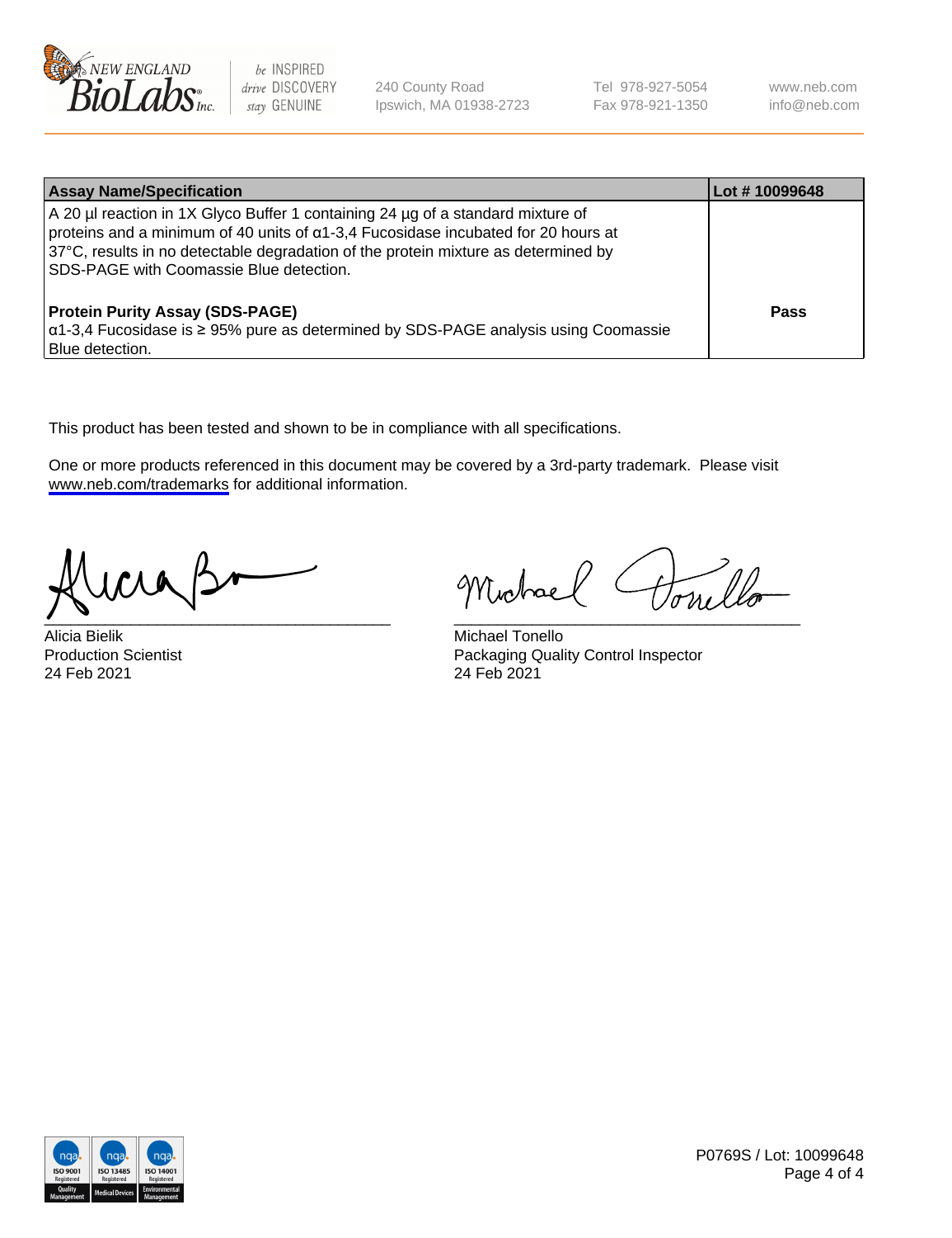New England BioLabs Inc. — be INSPIRED drive DISCOVERY stay GENUINE

240 County Road
Ipswich, MA 01938-2723

Tel 978-927-5054
Fax 978-921-1350

www.neb.com
info@neb.com

| Assay Name/Specification | Lot # 10099648 |
| --- | --- |
| A 20 µl reaction in 1X Glyco Buffer 1 containing 24 µg of a standard mixture of proteins and a minimum of 40 units of α1-3,4 Fucosidase incubated for 20 hours at 37°C, results in no detectable degradation of the protein mixture as determined by SDS-PAGE with Coomassie Blue detection. | |
| **Protein Purity Assay (SDS-PAGE)**<br>α1-3,4 Fucosidase is ≥ 95% pure as determined by SDS-PAGE analysis using Coomassie Blue detection. | **Pass** |

This product has been tested and shown to be in compliance with all specifications.

One or more products referenced in this document may be covered by a 3rd-party trademark. Please visit www.neb.com/trademarks for additional information.

Alicia Bielik
Production Scientist
24 Feb 2021

Michael Tonello
Packaging Quality Control Inspector
24 Feb 2021

P0769S / Lot: 10099648